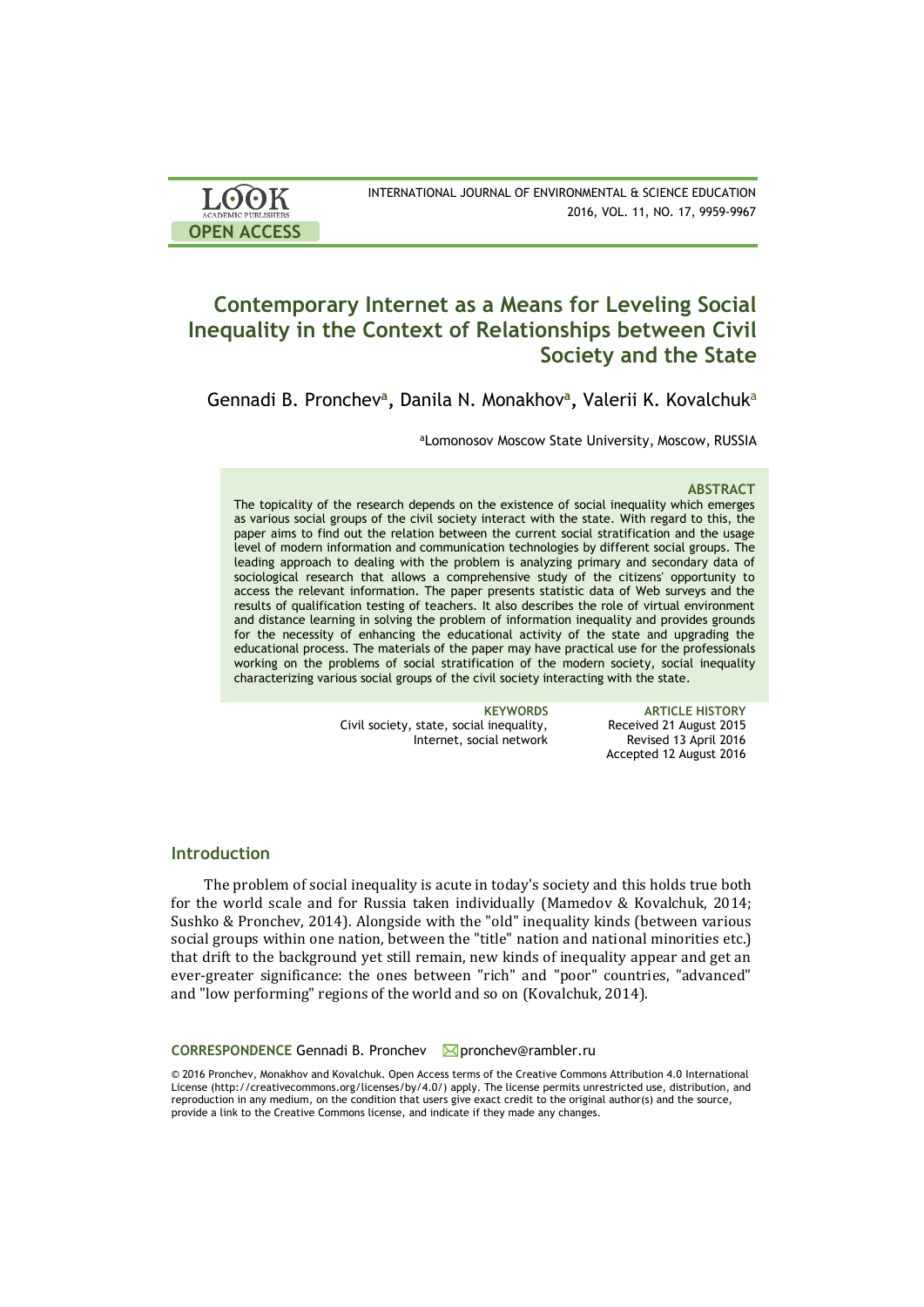# Contemporary Internet as a Means for Leveling Social Inequality in the Context of Relationships between Civil Society and the State

Gennadi B. Pronchev[a], Danila N. Monakhov[a], Valerii K. Kovalchuk[a]

[a]Lomonosov Moscow State University, Moscow, RUSSIA

### ABSTRACT

The topicality of the research depends on the existence of social inequality which emerges as various social groups of the civil society interact with the state. With regard to this, the paper aims to find out the relation between the current social stratification and the usage level of modern information and communication technologies by different social groups. The leading approach to dealing with the problem is analyzing primary and secondary data of sociological research that allows a comprehensive study of the citizens' opportunity to access the relevant information. The paper presents statistic data of Web surveys and the results of qualification testing of teachers. It also describes the role of virtual environment and distance learning in solving the problem of information inequality and provides grounds for the necessity of enhancing the educational activity of the state and upgrading the educational process. The materials of the paper may have practical use for the professionals working on the problems of social stratification of the modern society, social inequality characterizing various social groups of the civil society interacting with the state.

**KEYWORDS**
Civil society, state, social inequality, Internet, social network

**ARTICLE HISTORY**
Received 21 August 2015
Revised 13 April 2016
Accepted 12 August 2016

## Introduction

The problem of social inequality is acute in today's society and this holds true both for the world scale and for Russia taken individually (Mamedov & Kovalchuk, 2014; Sushko & Pronchev, 2014). Alongside with the "old" inequality kinds (between various social groups within one nation, between the "title" nation and national minorities etc.) that drift to the background yet still remain, new kinds of inequality appear and get an ever-greater significance: the ones between "rich" and "poor" countries, "advanced" and "low performing" regions of the world and so on (Kovalchuk, 2014).

**CORRESPONDENCE** Gennadi B. Pronchev pronchev@rambler.ru

© 2016 Pronchev, Monakhov and Kovalchuk. Open Access terms of the Creative Commons Attribution 4.0 International License (http://creativecommons.org/licenses/by/4.0/) apply. The license permits unrestricted use, distribution, and reproduction in any medium, on the condition that users give exact credit to the original author(s) and the source, provide a link to the Creative Commons license, and indicate if they made any changes.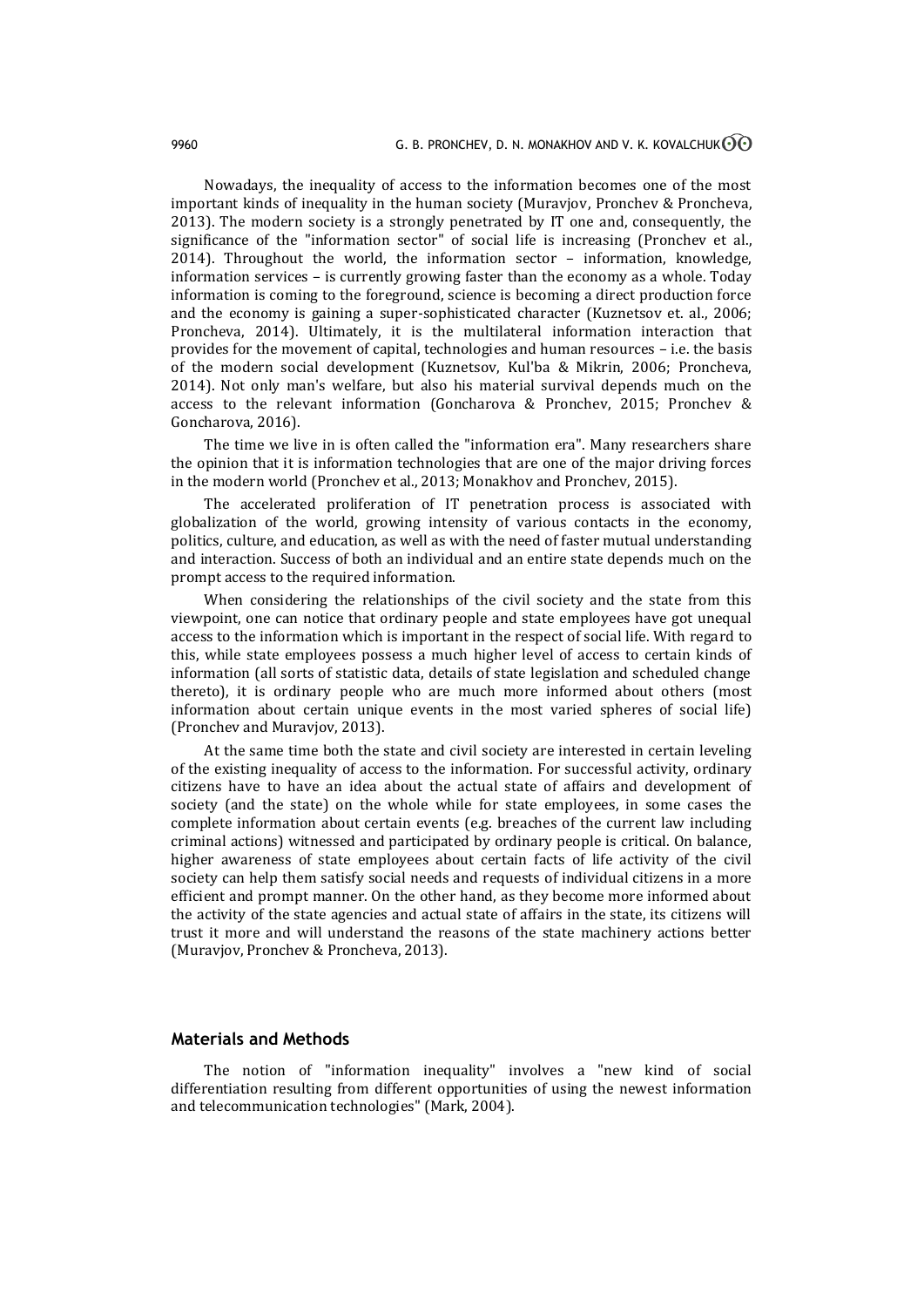Nowadays, the inequality of access to the information becomes one of the most important kinds of inequality in the human society (Muravjov, Pronchev & Proncheva, 2013). The modern society is a strongly penetrated by IT one and, consequently, the significance of the "information sector" of social life is increasing (Pronchev et al., 2014). Throughout the world, the information sector – information, knowledge, information services – is currently growing faster than the economy as a whole. Today information is coming to the foreground, science is becoming a direct production force and the economy is gaining a super-sophisticated character (Kuznetsov et. al., 2006; Proncheva, 2014). Ultimately, it is the multilateral information interaction that provides for the movement of capital, technologies and human resources – i.e. the basis of the modern social development (Kuznetsov, Kul'ba & Mikrin, 2006; Proncheva, 2014). Not only man's welfare, but also his material survival depends much on the access to the relevant information (Goncharova & Pronchev, 2015; Pronchev & Goncharova, 2016).

The time we live in is often called the "information era". Many researchers share the opinion that it is information technologies that are one of the major driving forces in the modern world (Pronchev et al., 2013; Monakhov and Pronchev, 2015).

The accelerated proliferation of IT penetration process is associated with globalization of the world, growing intensity of various contacts in the economy, politics, culture, and education, as well as with the need of faster mutual understanding and interaction. Success of both an individual and an entire state depends much on the prompt access to the required information.

When considering the relationships of the civil society and the state from this viewpoint, one can notice that ordinary people and state employees have got unequal access to the information which is important in the respect of social life. With regard to this, while state employees possess a much higher level of access to certain kinds of information (all sorts of statistic data, details of state legislation and scheduled change thereto), it is ordinary people who are much more informed about others (most information about certain unique events in the most varied spheres of social life) (Pronchev and Muravjov, 2013).

At the same time both the state and civil society are interested in certain leveling of the existing inequality of access to the information. For successful activity, ordinary citizens have to have an idea about the actual state of affairs and development of society (and the state) on the whole while for state employees, in some cases the complete information about certain events (e.g. breaches of the current law including criminal actions) witnessed and participated by ordinary people is critical. On balance, higher awareness of state employees about certain facts of life activity of the civil society can help them satisfy social needs and requests of individual citizens in a more efficient and prompt manner. On the other hand, as they become more informed about the activity of the state agencies and actual state of affairs in the state, its citizens will trust it more and will understand the reasons of the state machinery actions better (Muravjov, Pronchev & Proncheva, 2013).

## Materials and Methods

The notion of "information inequality" involves a "new kind of social differentiation resulting from different opportunities of using the newest information and telecommunication technologies" (Mark, 2004).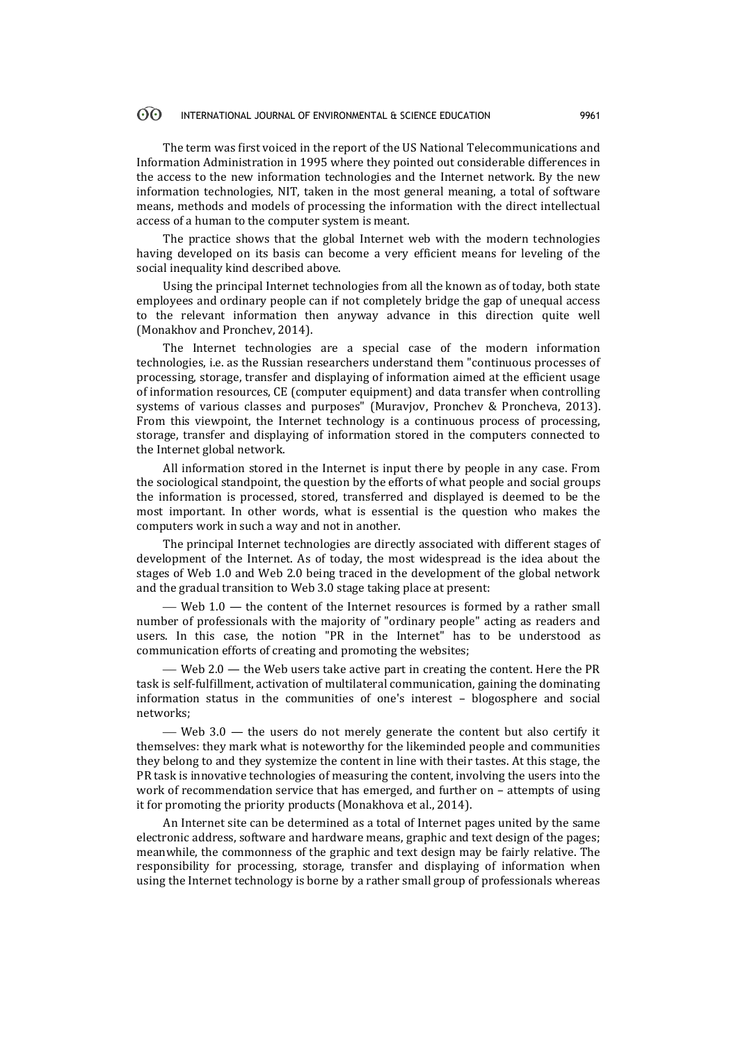The term was first voiced in the report of the US National Telecommunications and Information Administration in 1995 where they pointed out considerable differences in the access to the new information technologies and the Internet network. By the new information technologies, NIT, taken in the most general meaning, a total of software means, methods and models of processing the information with the direct intellectual access of a human to the computer system is meant.

The practice shows that the global Internet web with the modern technologies having developed on its basis can become a very efficient means for leveling of the social inequality kind described above.

Using the principal Internet technologies from all the known as of today, both state employees and ordinary people can if not completely bridge the gap of unequal access to the relevant information then anyway advance in this direction quite well (Monakhov and Pronchev, 2014).

The Internet technologies are a special case of the modern information technologies, i.e. as the Russian researchers understand them "continuous processes of processing, storage, transfer and displaying of information aimed at the efficient usage of information resources, CE (computer equipment) and data transfer when controlling systems of various classes and purposes" (Muravjov, Pronchev & Proncheva, 2013). From this viewpoint, the Internet technology is a continuous process of processing, storage, transfer and displaying of information stored in the computers connected to the Internet global network.

All information stored in the Internet is input there by people in any case. From the sociological standpoint, the question by the efforts of what people and social groups the information is processed, stored, transferred and displayed is deemed to be the most important. In other words, what is essential is the question who makes the computers work in such a way and not in another.

The principal Internet technologies are directly associated with different stages of development of the Internet. As of today, the most widespread is the idea about the stages of Web 1.0 and Web 2.0 being traced in the development of the global network and the gradual transition to Web 3.0 stage taking place at present:

- Web 1.0 — the content of the Internet resources is formed by a rather small number of professionals with the majority of "ordinary people" acting as readers and users. In this case, the notion "PR in the Internet" has to be understood as communication efforts of creating and promoting the websites;
- Web 2.0 — the Web users take active part in creating the content. Here the PR task is self-fulfillment, activation of multilateral communication, gaining the dominating information status in the communities of one's interest – blogosphere and social networks;
- Web 3.0 — the users do not merely generate the content but also certify it themselves: they mark what is noteworthy for the likeminded people and communities they belong to and they systemize the content in line with their tastes. At this stage, the PR task is innovative technologies of measuring the content, involving the users into the work of recommendation service that has emerged, and further on – attempts of using it for promoting the priority products (Monakhova et al., 2014).

An Internet site can be determined as a total of Internet pages united by the same electronic address, software and hardware means, graphic and text design of the pages; meanwhile, the commonness of the graphic and text design may be fairly relative. The responsibility for processing, storage, transfer and displaying of information when using the Internet technology is borne by a rather small group of professionals whereas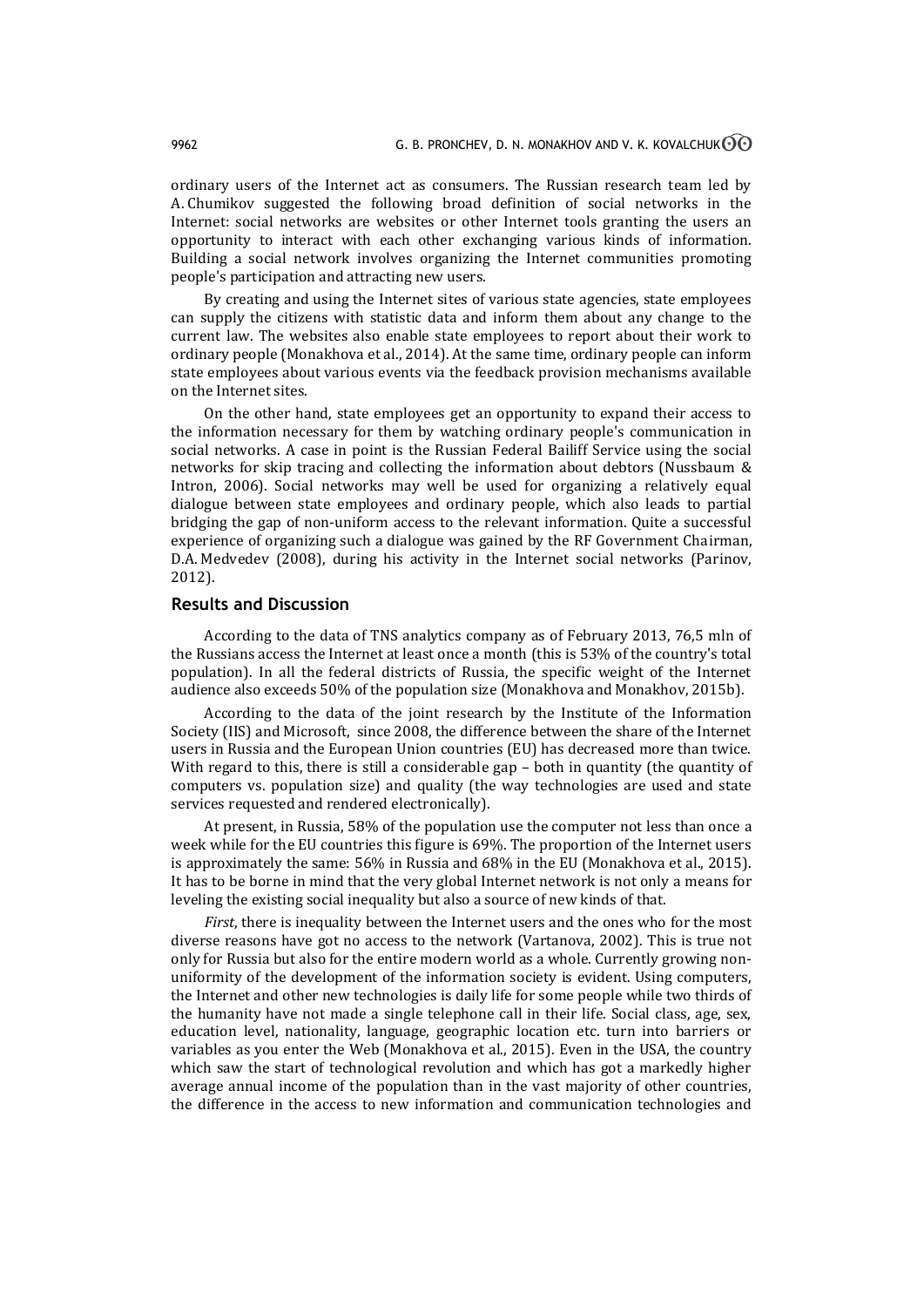ordinary users of the Internet act as consumers. The Russian research team led by A. Chumikov suggested the following broad definition of social networks in the Internet: social networks are websites or other Internet tools granting the users an opportunity to interact with each other exchanging various kinds of information. Building a social network involves organizing the Internet communities promoting people's participation and attracting new users.

By creating and using the Internet sites of various state agencies, state employees can supply the citizens with statistic data and inform them about any change to the current law. The websites also enable state employees to report about their work to ordinary people (Monakhova et al., 2014). At the same time, ordinary people can inform state employees about various events via the feedback provision mechanisms available on the Internet sites.

On the other hand, state employees get an opportunity to expand their access to the information necessary for them by watching ordinary people's communication in social networks. A case in point is the Russian Federal Bailiff Service using the social networks for skip tracing and collecting the information about debtors (Nussbaum & Intron, 2006). Social networks may well be used for organizing a relatively equal dialogue between state employees and ordinary people, which also leads to partial bridging the gap of non-uniform access to the relevant information. Quite a successful experience of organizing such a dialogue was gained by the RF Government Chairman, D.A. Medvedev (2008), during his activity in the Internet social networks (Parinov, 2012).

## Results and Discussion

According to the data of TNS analytics company as of February 2013, 76,5 mln of the Russians access the Internet at least once a month (this is 53% of the country's total population). In all the federal districts of Russia, the specific weight of the Internet audience also exceeds 50% of the population size (Monakhova and Monakhov, 2015b).

According to the data of the joint research by the Institute of the Information Society (IIS) and Microsoft, since 2008, the difference between the share of the Internet users in Russia and the European Union countries (EU) has decreased more than twice. With regard to this, there is still a considerable gap – both in quantity (the quantity of computers vs. population size) and quality (the way technologies are used and state services requested and rendered electronically).

At present, in Russia, 58% of the population use the computer not less than once a week while for the EU countries this figure is 69%. The proportion of the Internet users is approximately the same: 56% in Russia and 68% in the EU (Monakhova et al., 2015). It has to be borne in mind that the very global Internet network is not only a means for leveling the existing social inequality but also a source of new kinds of that.

*First*, there is inequality between the Internet users and the ones who for the most diverse reasons have got no access to the network (Vartanova, 2002). This is true not only for Russia but also for the entire modern world as a whole. Currently growing non-uniformity of the development of the information society is evident. Using computers, the Internet and other new technologies is daily life for some people while two thirds of the humanity have not made a single telephone call in their life. Social class, age, sex, education level, nationality, language, geographic location etc. turn into barriers or variables as you enter the Web (Monakhova et al., 2015). Even in the USA, the country which saw the start of technological revolution and which has got a markedly higher average annual income of the population than in the vast majority of other countries, the difference in the access to new information and communication technologies and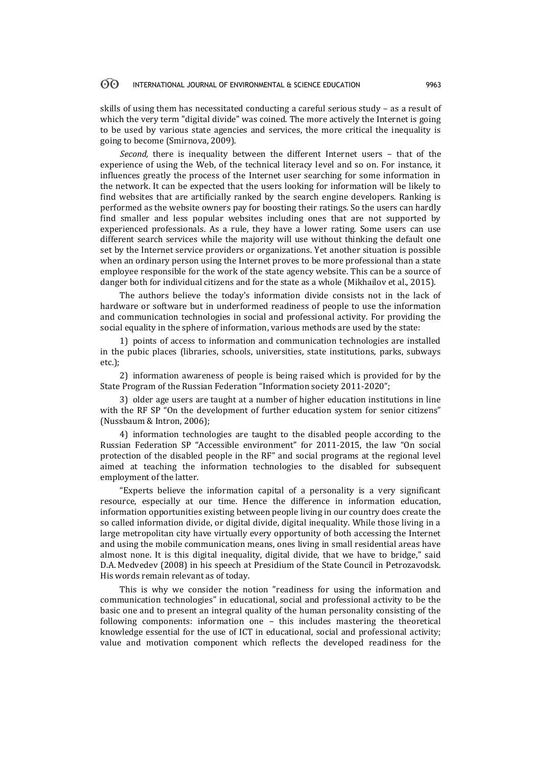skills of using them has necessitated conducting a careful serious study – as a result of which the very term "digital divide" was coined. The more actively the Internet is going to be used by various state agencies and services, the more critical the inequality is going to become (Smirnova, 2009).

*Second,* there is inequality between the different Internet users – that of the experience of using the Web, of the technical literacy level and so on. For instance, it influences greatly the process of the Internet user searching for some information in the network. It can be expected that the users looking for information will be likely to find websites that are artificially ranked by the search engine developers. Ranking is performed as the website owners pay for boosting their ratings. So the users can hardly find smaller and less popular websites including ones that are not supported by experienced professionals. As a rule, they have a lower rating. Some users can use different search services while the majority will use without thinking the default one set by the Internet service providers or organizations. Yet another situation is possible when an ordinary person using the Internet proves to be more professional than a state employee responsible for the work of the state agency website. This can be a source of danger both for individual citizens and for the state as a whole (Mikhailov et al., 2015).

The authors believe the today's information divide consists not in the lack of hardware or software but in underformed readiness of people to use the information and communication technologies in social and professional activity. For providing the social equality in the sphere of information, various methods are used by the state:

1) points of access to information and communication technologies are installed in the pubic places (libraries, schools, universities, state institutions, parks, subways etc.);

2) information awareness of people is being raised which is provided for by the State Program of the Russian Federation "Information society 2011-2020";

3) older age users are taught at a number of higher education institutions in line with the RF SP "On the development of further education system for senior citizens" (Nussbaum & Intron, 2006);

4) information technologies are taught to the disabled people according to the Russian Federation SP "Accessible environment" for 2011-2015, the law "On social protection of the disabled people in the RF" and social programs at the regional level aimed at teaching the information technologies to the disabled for subsequent employment of the latter.

"Experts believe the information capital of a personality is a very significant resource, especially at our time. Hence the difference in information education, information opportunities existing between people living in our country does create the so called information divide, or digital divide, digital inequality. While those living in a large metropolitan city have virtually every opportunity of both accessing the Internet and using the mobile communication means, ones living in small residential areas have almost none. It is this digital inequality, digital divide, that we have to bridge," said D.A. Medvedev (2008) in his speech at Presidium of the State Council in Petrozavodsk. His words remain relevant as of today.

This is why we consider the notion "readiness for using the information and communication technologies" in educational, social and professional activity to be the basic one and to present an integral quality of the human personality consisting of the following components: information one – this includes mastering the theoretical knowledge essential for the use of ICT in educational, social and professional activity; value and motivation component which reflects the developed readiness for the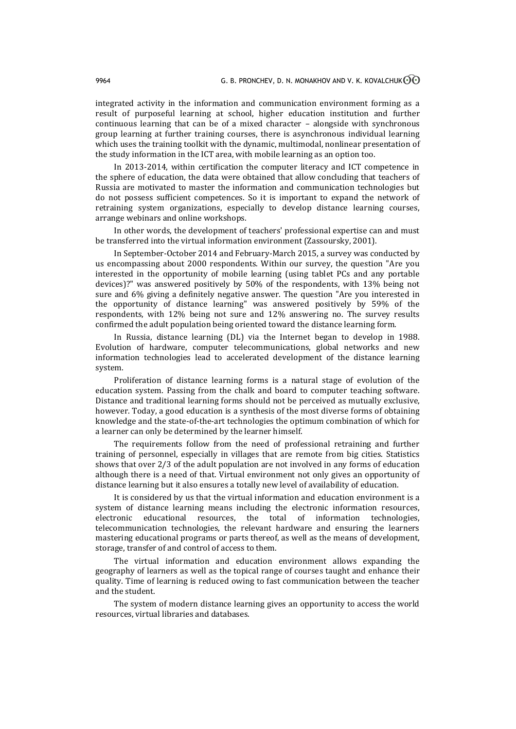integrated activity in the information and communication environment forming as a result of purposeful learning at school, higher education institution and further continuous learning that can be of a mixed character – alongside with synchronous group learning at further training courses, there is asynchronous individual learning which uses the training toolkit with the dynamic, multimodal, nonlinear presentation of the study information in the ICT area, with mobile learning as an option too.

In 2013-2014, within certification the computer literacy and ICT competence in the sphere of education, the data were obtained that allow concluding that teachers of Russia are motivated to master the information and communication technologies but do not possess sufficient competences. So it is important to expand the network of retraining system organizations, especially to develop distance learning courses, arrange webinars and online workshops.

In other words, the development of teachers' professional expertise can and must be transferred into the virtual information environment (Zassoursky, 2001).

In September-October 2014 and February-March 2015, a survey was conducted by us encompassing about 2000 respondents. Within our survey, the question "Are you interested in the opportunity of mobile learning (using tablet PCs and any portable devices)?" was answered positively by 50% of the respondents, with 13% being not sure and 6% giving a definitely negative answer. The question "Are you interested in the opportunity of distance learning" was answered positively by 59% of the respondents, with 12% being not sure and 12% answering no. The survey results confirmed the adult population being oriented toward the distance learning form.

In Russia, distance learning (DL) via the Internet began to develop in 1988. Evolution of hardware, computer telecommunications, global networks and new information technologies lead to accelerated development of the distance learning system.

Proliferation of distance learning forms is a natural stage of evolution of the education system. Passing from the chalk and board to computer teaching software. Distance and traditional learning forms should not be perceived as mutually exclusive, however. Today, a good education is a synthesis of the most diverse forms of obtaining knowledge and the state-of-the-art technologies the optimum combination of which for a learner can only be determined by the learner himself.

The requirements follow from the need of professional retraining and further training of personnel, especially in villages that are remote from big cities. Statistics shows that over 2/3 of the adult population are not involved in any forms of education although there is a need of that. Virtual environment not only gives an opportunity of distance learning but it also ensures a totally new level of availability of education.

It is considered by us that the virtual information and education environment is a system of distance learning means including the electronic information resources, electronic educational resources, the total of information technologies, telecommunication technologies, the relevant hardware and ensuring the learners mastering educational programs or parts thereof, as well as the means of development, storage, transfer of and control of access to them.

The virtual information and education environment allows expanding the geography of learners as well as the topical range of courses taught and enhance their quality. Time of learning is reduced owing to fast communication between the teacher and the student.

The system of modern distance learning gives an opportunity to access the world resources, virtual libraries and databases.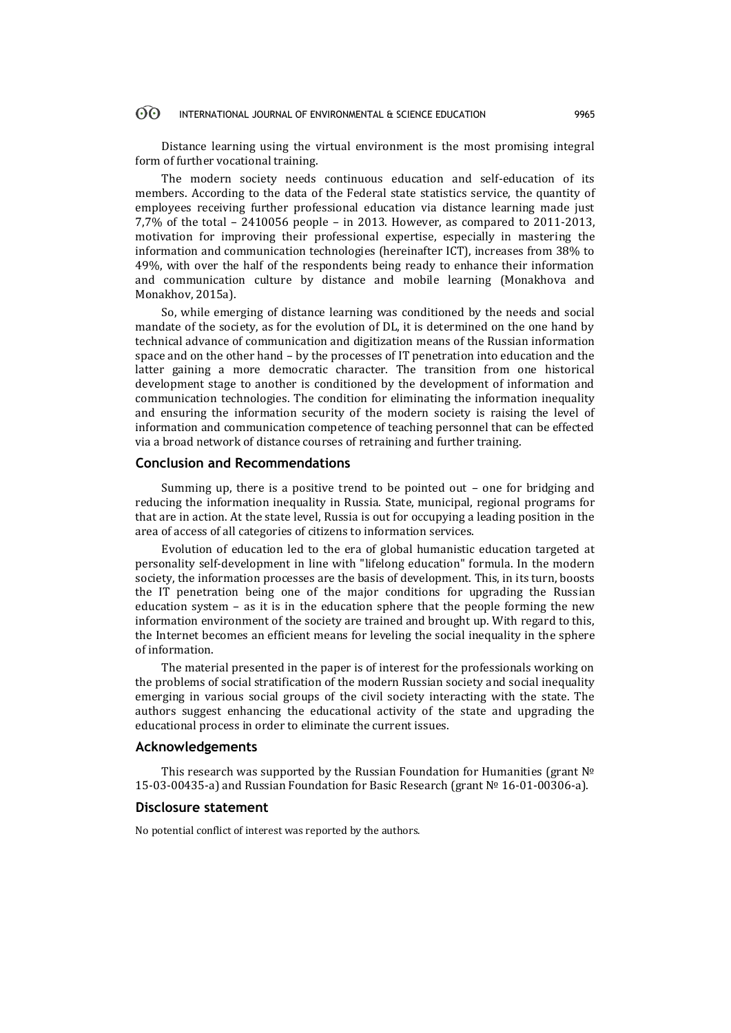Distance learning using the virtual environment is the most promising integral form of further vocational training.

The modern society needs continuous education and self-education of its members. According to the data of the Federal state statistics service, the quantity of employees receiving further professional education via distance learning made just 7,7% of the total – 2410056 people – in 2013. However, as compared to 2011-2013, motivation for improving their professional expertise, especially in mastering the information and communication technologies (hereinafter ICT), increases from 38% to 49%, with over the half of the respondents being ready to enhance their information and communication culture by distance and mobile learning (Monakhova and Monakhov, 2015a).

So, while emerging of distance learning was conditioned by the needs and social mandate of the society, as for the evolution of DL, it is determined on the one hand by technical advance of communication and digitization means of the Russian information space and on the other hand – by the processes of IT penetration into education and the latter gaining a more democratic character. The transition from one historical development stage to another is conditioned by the development of information and communication technologies. The condition for eliminating the information inequality and ensuring the information security of the modern society is raising the level of information and communication competence of teaching personnel that can be effected via a broad network of distance courses of retraining and further training.

## Conclusion and Recommendations

Summing up, there is a positive trend to be pointed out – one for bridging and reducing the information inequality in Russia. State, municipal, regional programs for that are in action. At the state level, Russia is out for occupying a leading position in the area of access of all categories of citizens to information services.

Evolution of education led to the era of global humanistic education targeted at personality self-development in line with "lifelong education" formula. In the modern society, the information processes are the basis of development. This, in its turn, boosts the IT penetration being one of the major conditions for upgrading the Russian education system – as it is in the education sphere that the people forming the new information environment of the society are trained and brought up. With regard to this, the Internet becomes an efficient means for leveling the social inequality in the sphere of information.

The material presented in the paper is of interest for the professionals working on the problems of social stratification of the modern Russian society and social inequality emerging in various social groups of the civil society interacting with the state. The authors suggest enhancing the educational activity of the state and upgrading the educational process in order to eliminate the current issues.

## Acknowledgements

This research was supported by the Russian Foundation for Humanities (grant № 15-03-00435-a) and Russian Foundation for Basic Research (grant № 16-01-00306-a).

## Disclosure statement

No potential conflict of interest was reported by the authors.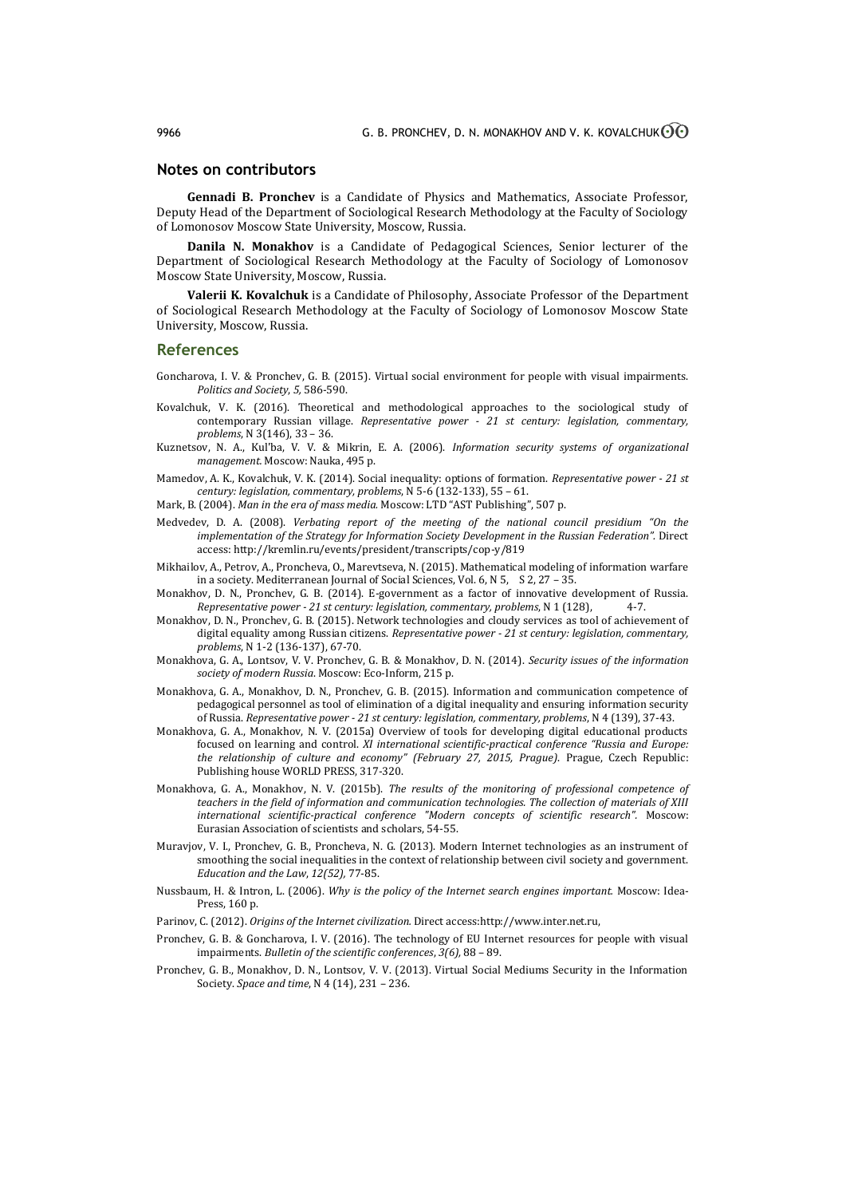## Notes on contributors

**Gennadi B. Pronchev** is a Candidate of Physics and Mathematics, Associate Professor, Deputy Head of the Department of Sociological Research Methodology at the Faculty of Sociology of Lomonosov Moscow State University, Moscow, Russia.

**Danila N. Monakhov** is a Candidate of Pedagogical Sciences, Senior lecturer of the Department of Sociological Research Methodology at the Faculty of Sociology of Lomonosov Moscow State University, Moscow, Russia.

**Valerii K. Kovalchuk** is a Candidate of Philosophy, Associate Professor of the Department of Sociological Research Methodology at the Faculty of Sociology of Lomonosov Moscow State University, Moscow, Russia.

## References

Goncharova, I. V. & Pronchev, G. B. (2015). Virtual social environment for people with visual impairments. *Politics and Society, 5,* 586-590.

Kovalchuk, V. K. (2016). Theoretical and methodological approaches to the sociological study of contemporary Russian village. *Representative power - 21 st century: legislation, commentary, problems*, N 3(146), 33 – 36.

Kuznetsov, N. A., Kul'ba, V. V. & Mikrin, E. A. (2006). *Information security systems of organizational management*. Moscow: Nauka, 495 p.

Mamedov, A. K., Kovalchuk, V. K. (2014). Social inequality: options of formation. *Representative power - 21 st century: legislation, commentary, problems*, N 5-6 (132-133), 55 – 61.

Mark, B. (2004). *Man in the era of mass media.* Moscow: LTD "AST Publishing", 507 p.

Medvedev, D. A. (2008). *Verbating report of the meeting of the national council presidium "On the implementation of the Strategy for Information Society Development in the Russian Federation".* Direct access: http://kremlin.ru/events/president/transcripts/cop-y/819

Mikhailov, A., Petrov, A., Proncheva, O., Marevtseva, N. (2015). Mathematical modeling of information warfare in a society. Mediterranean Journal of Social Sciences, Vol. 6, N 5, S 2, 27 – 35.

Monakhov, D. N., Pronchev, G. B. (2014). E-government as a factor of innovative development of Russia. *Representative power - 21 st century: legislation, commentary, problems*, N 1 (128), 4-7.

Monakhov, D. N., Pronchev, G. B. (2015). Network technologies and cloudy services as tool of achievement of digital equality among Russian citizens. *Representative power - 21 st century: legislation, commentary, problems*, N 1-2 (136-137), 67-70.

Monakhova, G. A., Lontsov, V. V. Pronchev, G. B. & Monakhov, D. N. (2014). *Security issues of the information society of modern Russia*. Moscow: Eco-Inform, 215 p.

Monakhova, G. A., Monakhov, D. N., Pronchev, G. B. (2015). Information and communication competence of pedagogical personnel as tool of elimination of a digital inequality and ensuring information security of Russia. *Representative power - 21 st century: legislation, commentary, problems*, N 4 (139), 37-43.

Monakhova, G. A., Monakhov, N. V. (2015a) Overview of tools for developing digital educational products focused on learning and control. *XI international scientific-practical conference "Russia and Europe: the relationship of culture and economy" (February 27, 2015, Prague).* Prague, Czech Republic: Publishing house WORLD PRESS, 317-320.

Monakhova, G. A., Monakhov, N. V. (2015b). *The results of the monitoring of professional competence of teachers in the field of information and communication technologies. The collection of materials of XIII international scientific-practical conference "Modern concepts of scientific research".* Moscow: Eurasian Association of scientists and scholars, 54-55.

Muravjov, V. I., Pronchev, G. B., Proncheva, N. G. (2013). Modern Internet technologies as an instrument of smoothing the social inequalities in the context of relationship between civil society and government. *Education and the Law*, *12(52),* 77-85.

Nussbaum, H. & Intron, L. (2006). *Why is the policy of the Internet search engines important.* Moscow: Idea-Press, 160 p.

Parinov, C. (2012). *Origins of the Internet civilization.* Direct access:http://www.inter.net.ru,

Pronchev, G. B. & Goncharova, I. V. (2016). The technology of EU Internet resources for people with visual impairments. *Bulletin of the scientific conferences*, *3(6),* 88 – 89.

Pronchev, G. B., Monakhov, D. N., Lontsov, V. V. (2013). Virtual Social Mediums Security in the Information Society. *Space and time*, N 4 (14), 231 – 236.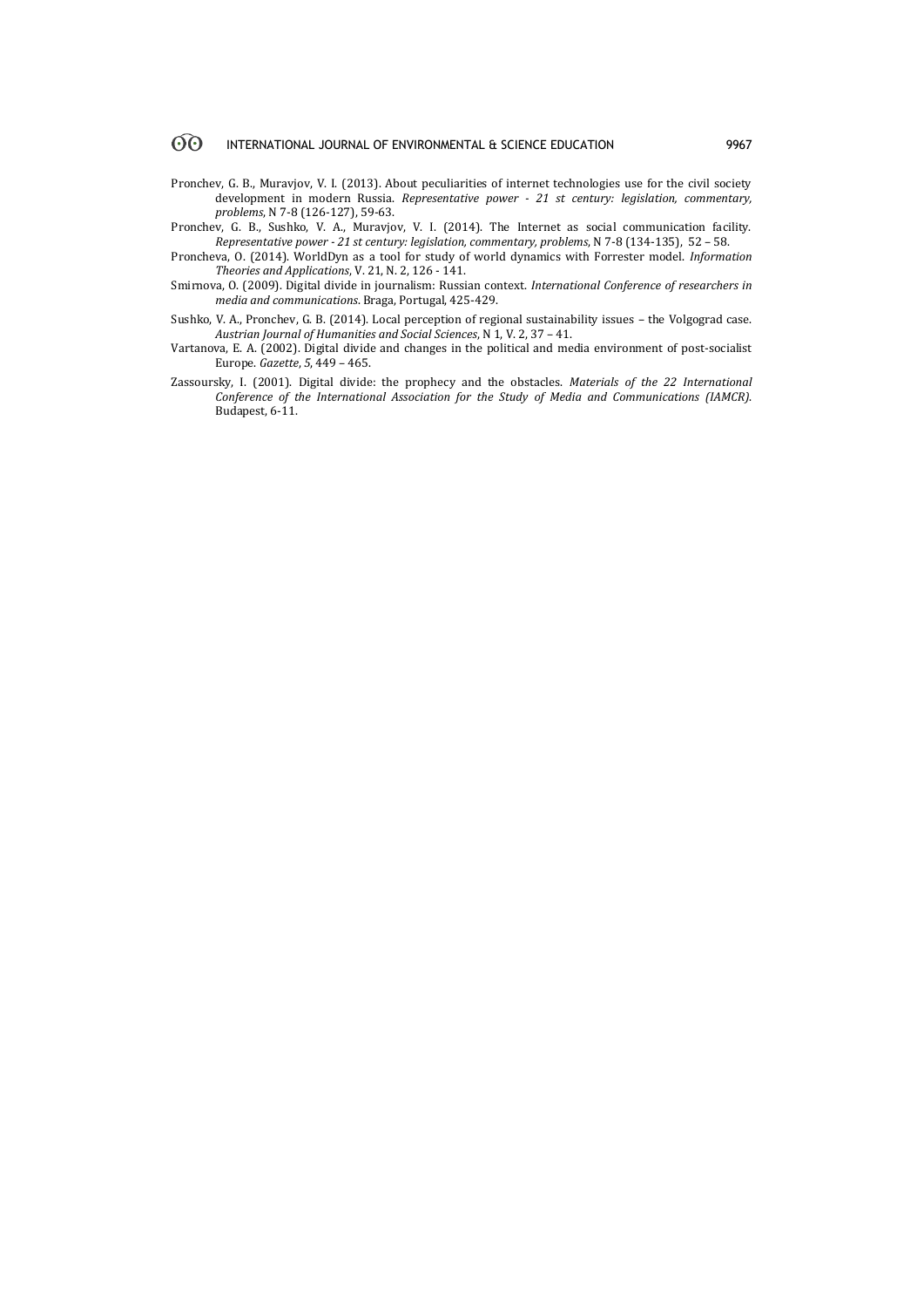Pronchev, G. B., Muravjov, V. I. (2013). About peculiarities of internet technologies use for the civil society development in modern Russia. *Representative power - 21 st century: legislation, commentary, problems*, N 7-8 (126-127), 59-63.

Pronchev, G. B., Sushko, V. A., Muravjov, V. I. (2014). The Internet as social communication facility. *Representative power - 21 st century: legislation, commentary, problems*, N 7-8 (134-135), 52 – 58.

Proncheva, O. (2014). WorldDyn as a tool for study of world dynamics with Forrester model. *Information Theories and Applications*, V. 21, N. 2, 126 - 141.

Smirnova, O. (2009). Digital divide in journalism: Russian context. *International Conference of researchers in media and communications*. Braga, Portugal, 425-429.

Sushko, V. A., Pronchev, G. B. (2014). Local perception of regional sustainability issues – the Volgograd case. *Austrian Journal of Humanities and Social Sciences*, N 1, V. 2, 37 – 41.

Vartanova, E. A. (2002). Digital divide and changes in the political and media environment of post-socialist Europe. *Gazette*, *5*, 449 – 465.

Zassoursky, I. (2001). Digital divide: the prophecy and the obstacles. *Materials of the 22 International Conference of the International Association for the Study of Media and Communications (IAMCR).* Budapest, 6-11.